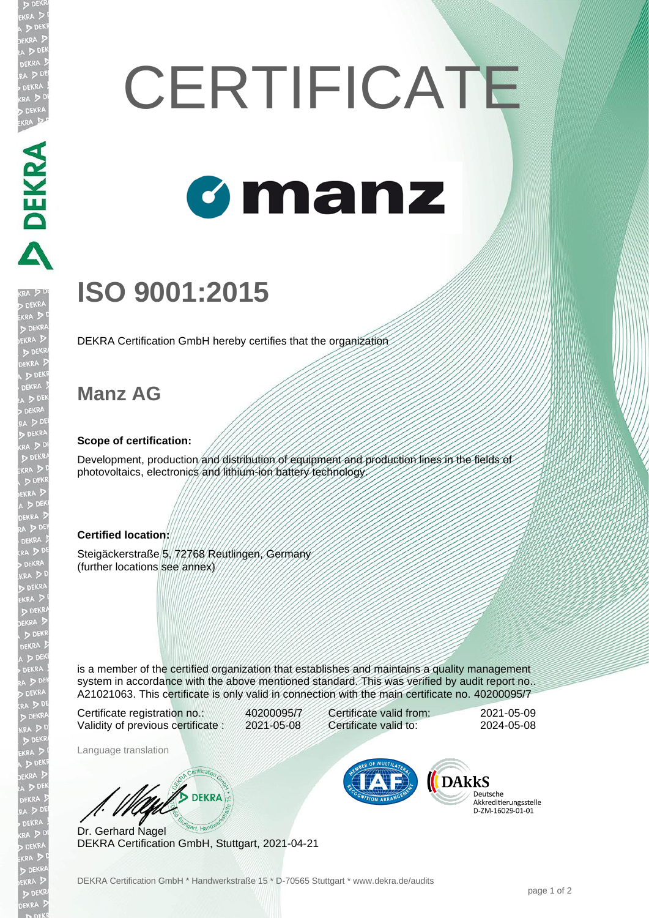# CERTIFICATE

manz

## ISO 9001:2015

DEKRA Certification GmbH hereby certifies that the organization

## Manz AG

**Scope of certification:**

Development, production and distribution of equipment and production lines in the fields of photovoltaics, electronics and lithium-ion battery technology.

**Certified location:**

Steigäckerstraße 5, 72768 Reutlingen, Germany
(further locations see annex)

is a member of the certified organization that establishes and maintains a quality management system in accordance with the above mentioned standard. This was verified by audit report no.. A21021063. This certificate is only valid in connection with the main certificate no. 40200095/7

| | | | |
|---|---|---|---|
| Certificate registration no.: | 40200095/7 | Certificate valid from: | 2021-05-09 |
| Validity of previous certificate : | 2021-05-08 | Certificate valid to: | 2024-05-08 |

Language translation

Dr. Gerhard Nagel
DEKRA Certification GmbH, Stuttgart, 2021-04-21

DAkkS Deutsche Akkreditierungsstelle D-ZM-16029-01-01

DEKRA Certification GmbH * Handwerkstraße 15 * D-70565 Stuttgart * www.dekra.de/audits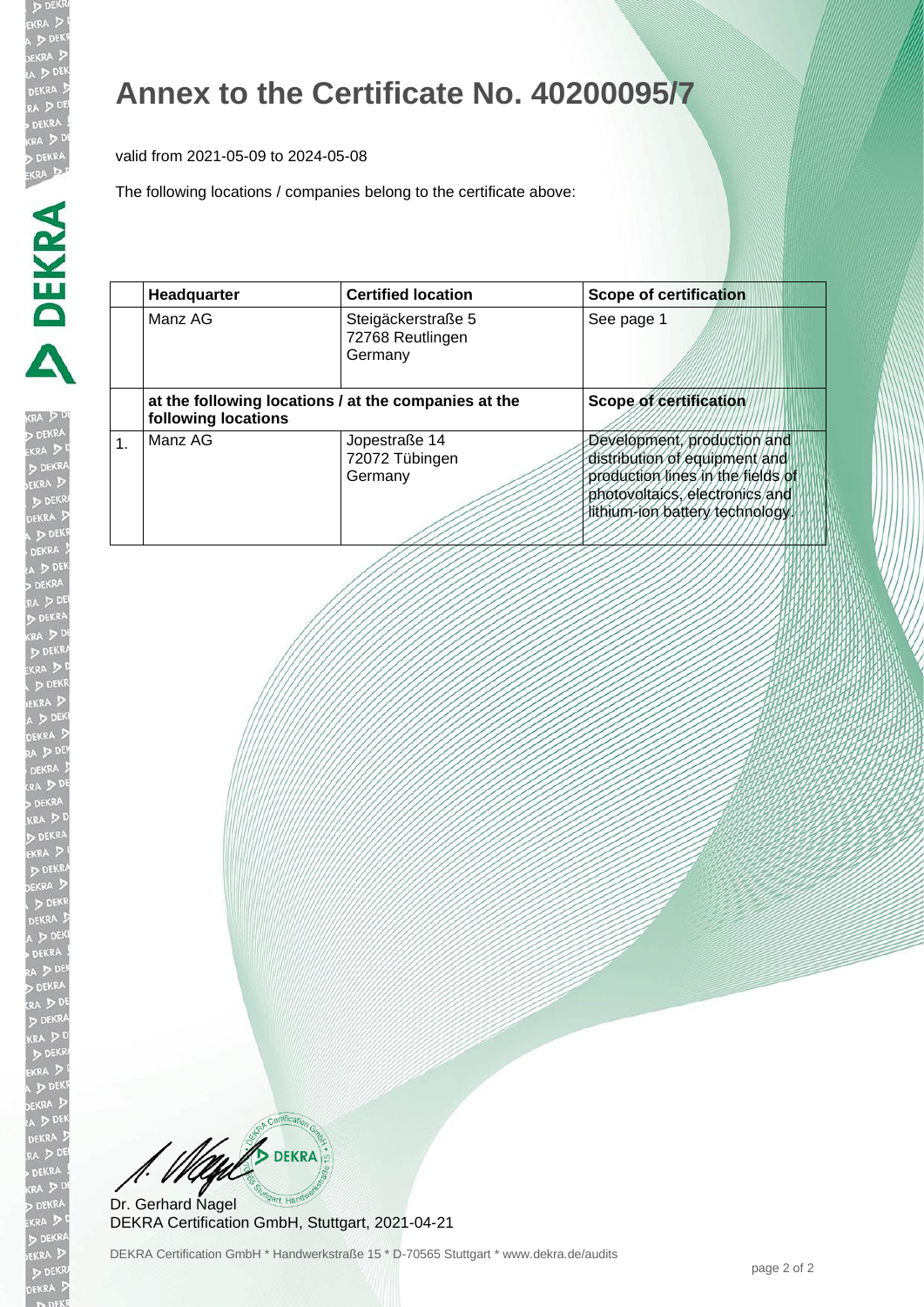# Annex to the Certificate No. 40200095/7

valid from 2021-05-09 to 2024-05-08

The following locations / companies belong to the certificate above:

| | Headquarter | Certified location | Scope of certification |
|---|---|---|---|
| | Manz AG | Steigäckerstraße 5<br>72768 Reutlingen<br>Germany | See page 1 |
| | **at the following locations / at the companies at the following locations** | | **Scope of certification** |
| 1. | Manz AG | Jopestraße 14<br>72072 Tübingen<br>Germany | Development, production and distribution of equipment and production lines in the fields of photovoltaics, electronics and lithium-ion battery technology. |

Dr. Gerhard Nagel
DEKRA Certification GmbH, Stuttgart, 2021-04-21

DEKRA Certification GmbH * Handwerkstraße 15 * D-70565 Stuttgart * www.dekra.de/audits